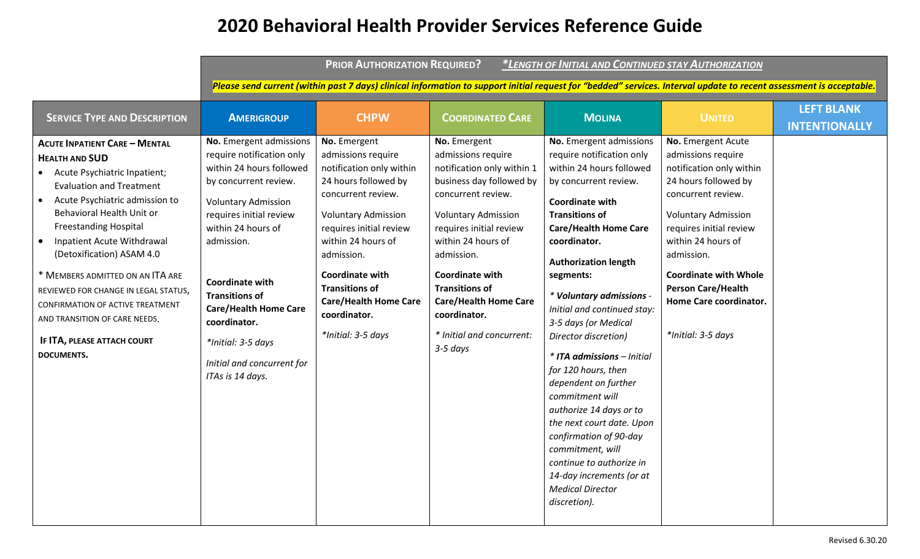# 2020 Behavioral Health Provider Services Reference Guide

| | **Prior Authorization Required?** ***\*Length of Initial and Continued Stay Authorization*** *Please send current (within past 7 days) clinical information to support initial request for "bedded" services. Interval update to recent assessment is acceptable.* | | | | | |
|---|---|---|---|---|---|---|
| **Service Type and Description** | **Amerigroup** | **CHPW** | **Coordinated Care** | **Molina** | **United** | **Left Blank Intentionally** |
| **Acute Inpatient Care – Mental Health and SUD**<br>• Acute Psychiatric Inpatient; Evaluation and Treatment<br>• Acute Psychiatric admission to Behavioral Health Unit or Freestanding Hospital<br>• Inpatient Acute Withdrawal (Detoxification) ASAM 4.0<br><br>* Members admitted on an ITA are reviewed for change in legal status, confirmation of active treatment and transition of care needs.<br><br>**If ITA, please attach court documents.** | **No.** Emergent admissions require notification only within 24 hours followed by concurrent review.<br><br>Voluntary Admission requires initial review within 24 hours of admission.<br><br>**Coordinate with Transitions of Care/Health Home Care coordinator.**<br><br>*\*Initial: 3-5 days*<br><br>*Initial and concurrent for ITAs is 14 days.* | **No.** Emergent admissions require notification only within 24 hours followed by concurrent review.<br><br>Voluntary Admission requires initial review within 24 hours of admission.<br><br>**Coordinate with Transitions of Care/Health Home Care coordinator.**<br><br>*\*Initial: 3-5 days* | **No.** Emergent admissions require notification only within 1 business day followed by concurrent review.<br><br>Voluntary Admission requires initial review within 24 hours of admission.<br><br>**Coordinate with Transitions of Care/Health Home Care coordinator.**<br><br>*\* Initial and concurrent: 3-5 days* | **No.** Emergent admissions require notification only within 24 hours followed by concurrent review.<br><br>**Coordinate with Transitions of Care/Health Home Care coordinator.**<br><br>**Authorization length segments:**<br><br>*\* **Voluntary admissions** - Initial and continued stay: 3-5 days (or Medical Director discretion)*<br><br>*\* **ITA admissions** – Initial for 120 hours, then dependent on further commitment will authorize 14 days or to the next court date. Upon confirmation of 90-day commitment, will continue to authorize in 14-day increments (or at Medical Director discretion).* | **No.** Emergent Acute admissions require notification only within 24 hours followed by concurrent review.<br><br>Voluntary Admission requires initial review within 24 hours of admission.<br><br>**Coordinate with Whole Person Care/Health Home Care coordinator.**<br><br>*\*Initial: 3-5 days* | |

Revised 6.30.20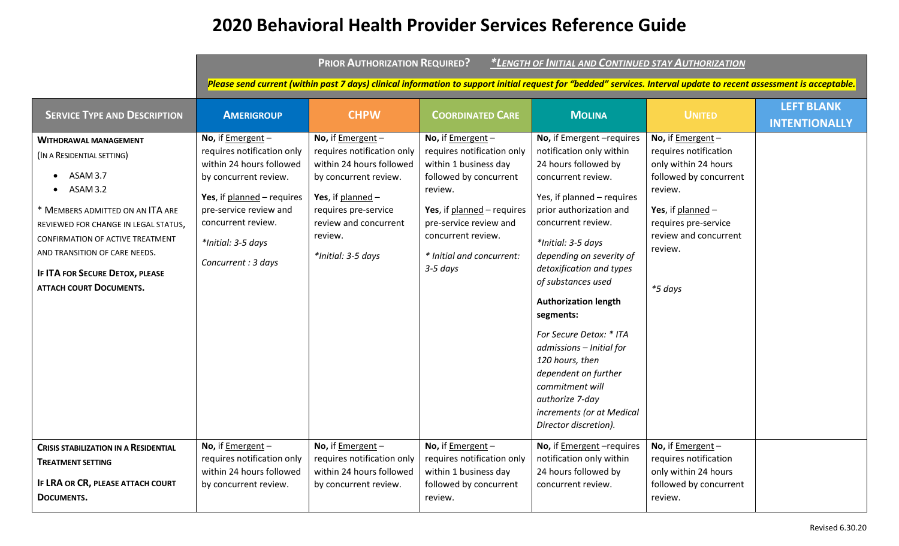# 2020 Behavioral Health Provider Services Reference Guide

| | Prior Authorization Required? *Length of Initial and Continued stay Authorization<br>*Please send current (within past 7 days) clinical information to support initial request for "bedded" services. Interval update to recent assessment is acceptable.* | | | | | |
|---|---|---|---|---|---|---|
| **Service Type and Description** | **Amerigroup** | **CHPW** | **Coordinated Care** | **Molina** | **United** | **Left Blank Intentionally** |
| **Withdrawal Management**<br>(In a Residential Setting)<br>• ASAM 3.7<br>• ASAM 3.2<br><br>* Members admitted on an ITA are reviewed for change in legal status, confirmation of active treatment and transition of care needs.<br><br>**If ITA for Secure Detox, please attach court Documents.** | **No,** if Emergent – requires notification only within 24 hours followed by concurrent review.<br><br>**Yes**, if planned – requires pre-service review and concurrent review.<br><br>*\*Initial: 3-5 days*<br><br>*Concurrent : 3 days* | **No,** if Emergent – requires notification only within 24 hours followed by concurrent review.<br><br>**Yes**, if planned – requires pre-service review and concurrent review.<br><br>*\*Initial: 3-5 days* | **No,** if Emergent – requires notification only within 1 business day followed by concurrent review.<br><br>**Yes**, if planned – requires pre-service review and concurrent review.<br><br>*\* Initial and concurrent: 3-5 days* | **No,** if Emergent –requires notification only within 24 hours followed by concurrent review.<br><br>Yes, if planned – requires prior authorization and concurrent review.<br><br>*\*Initial: 3-5 days depending on severity of detoxification and types of substances used*<br><br>**Authorization length segments:**<br><br>*For Secure Detox: \* ITA admissions – Initial for 120 hours, then dependent on further commitment will authorize 7-day increments (or at Medical Director discretion).* | **No,** if Emergent – requires notification only within 24 hours followed by concurrent review.<br><br>**Yes**, if planned – requires pre-service review and concurrent review.<br><br>*\*5 days* | |
| **Crisis Stabilization in a Residential Treatment Setting**<br><br>**If LRA or CR, please attach court Documents.** | **No,** if Emergent – requires notification only within 24 hours followed by concurrent review. | **No,** if Emergent – requires notification only within 24 hours followed by concurrent review. | **No,** if Emergent – requires notification only within 1 business day followed by concurrent review. | **No,** if Emergent –requires notification only within 24 hours followed by concurrent review. | **No,** if Emergent – requires notification only within 24 hours followed by concurrent review. | |

Revised 6.30.20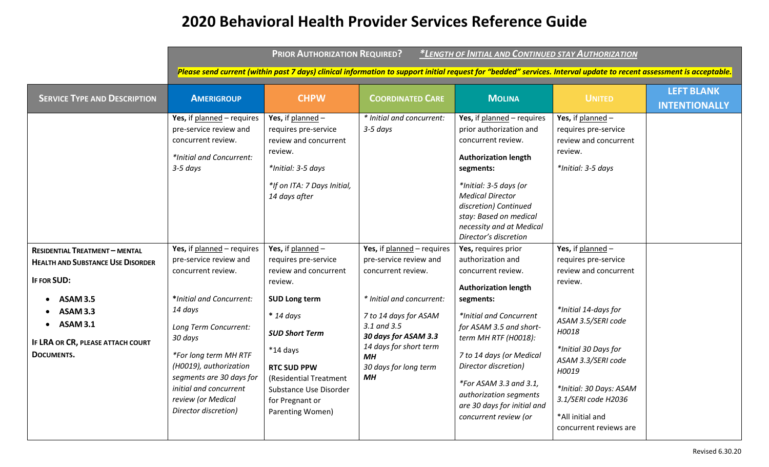# 2020 Behavioral Health Provider Services Reference Guide

| | **PRIOR AUTHORIZATION REQUIRED?** ***LENGTH OF INITIAL AND CONTINUED STAY AUTHORIZATION*** *Please send current (within past 7 days) clinical information to support initial request for "bedded" services. Interval update to recent assessment is acceptable.* | | | | | |
|---|---|---|---|---|---|---|
| **SERVICE TYPE AND DESCRIPTION** | **AMERIGROUP** | **CHPW** | **COORDINATED CARE** | **MOLINA** | **UNITED** | **LEFT BLANK INTENTIONALLY** |
| | **Yes,** if planned – requires pre-service review and concurrent review.<br>*\*Initial and Concurrent: 3-5 days* | **Yes,** if planned – requires pre-service review and concurrent review.<br>*\*Initial: 3-5 days*<br>*\*If on ITA: 7 Days Initial, 14 days after* | *\* Initial and concurrent: 3-5 days* | **Yes,** if planned – requires prior authorization and concurrent review.<br>**Authorization length segments:**<br>*\*Initial: 3-5 days (or Medical Director discretion) Continued stay: Based on medical necessity and at Medical Director's discretion* | **Yes,** if planned – requires pre-service review and concurrent review.<br>*\*Initial: 3-5 days* | |
| **RESIDENTIAL TREATMENT – MENTAL HEALTH AND SUBSTANCE USE DISORDER**<br>**IF FOR SUD:**<br>• **ASAM 3.5**<br>• **ASAM 3.3**<br>• **ASAM 3.1**<br>**IF LRA OR CR, PLEASE ATTACH COURT DOCUMENTS.** | **Yes,** if planned – requires pre-service review and concurrent review.<br>\**Initial and Concurrent: 14 days*<br>*Long Term Concurrent: 30 days*<br>*\*For long term MH RTF (H0019), authorization segments are 30 days for initial and concurrent review (or Medical Director discretion)* | **Yes,** if planned – requires pre-service review and concurrent review.<br>**SUD Long term**<br>*\* 14 days*<br>***SUD Short Term***<br>\*14 days<br>**RTC SUD PPW** (Residential Treatment Substance Use Disorder for Pregnant or Parenting Women) | **Yes,** if planned – requires pre-service review and concurrent review.<br>*\* Initial and concurrent:*<br>*7 to 14 days for ASAM 3.1 and 3.5*<br>***30 days for ASAM 3.3***<br>*14 days for short term **MH***<br>*30 days for long term **MH*** | **Yes,** requires prior authorization and concurrent review.<br>**Authorization length segments:**<br>*\*Initial and Concurrent for ASAM 3.5 and short-term MH RTF (H0018):*<br>*7 to 14 days (or Medical Director discretion)*<br>*\*For ASAM 3.3 and 3.1, authorization segments are 30 days for initial and concurrent review (or* | **Yes,** if planned – requires pre-service review and concurrent review.<br>*\*Initial 14-days for ASAM 3.5/SERI code H0018*<br>*\*Initial 30 Days for ASAM 3.3/SERI code H0019*<br>*\*Initial: 30 Days: ASAM 3.1/SERI code H2036*<br>\*All initial and concurrent reviews are | |

Revised 6.30.20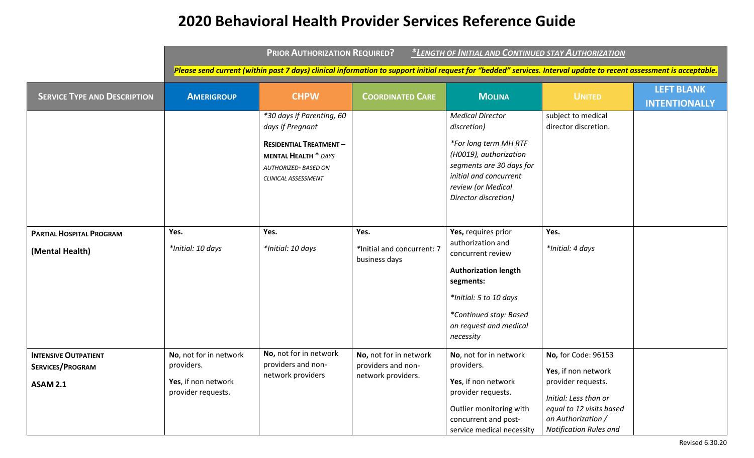# 2020 Behavioral Health Provider Services Reference Guide

| Service Type and Description | Amerigroup | CHPW | Coordinated Care | Molina | United | Left Blank Intentionally |
|---|---|---|---|---|---|---|
| | **Prior Authorization Required?** *\*Length of Initial and Continued stay Authorization* | | | | | |
| | *Please send current (within past 7 days) clinical information to support initial request for "bedded" services. Interval update to recent assessment is acceptable.* | | | | | |
| | | *\*30 days if Parenting, 60 days if Pregnant*<br><br>**Residential Treatment – Mental Health** *\* days authorized- based on clinical assessment* | | *Medical Director discretion)*<br><br>*\*For long term MH RTF (H0019), authorization segments are 30 days for initial and concurrent review (or Medical Director discretion)* | subject to medical director discretion. | |
| **Partial Hospital Program (Mental Health)** | **Yes.**<br><br>*\*Initial: 10 days* | **Yes.**<br><br>*\*Initial: 10 days* | **Yes.**<br><br>\*Initial and concurrent: 7 business days | **Yes,** requires prior authorization and concurrent review<br><br>**Authorization length segments:**<br><br>*\*Initial: 5 to 10 days*<br><br>*\*Continued stay: Based on request and medical necessity* | **Yes.**<br><br>*\*Initial: 4 days* | |
| **Intensive Outpatient Services/Program ASAM 2.1** | **No**, not for in network providers.<br><br>**Yes**, if non network provider requests. | **No,** not for in network providers and non-network providers | **No,** not for in network providers and non-network providers. | **No**, not for in network providers.<br><br>**Yes**, if non network provider requests.<br><br>Outlier monitoring with concurrent and post-service medical necessity | **No,** for Code: 96153<br><br>**Yes**, if non network provider requests.<br><br>*Initial: Less than or equal to 12 visits based on Authorization / Notification Rules and* | |

Revised 6.30.20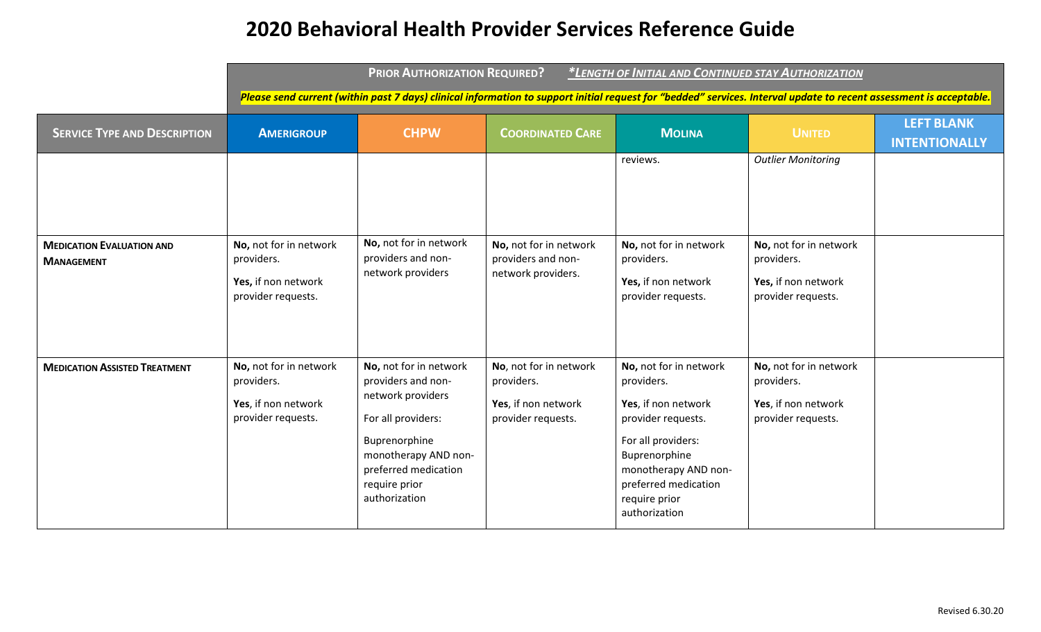# 2020 Behavioral Health Provider Services Reference Guide

| | **Prior Authorization Required?** ***Length of Initial and Continued stay Authorization*** *Please send current (within past 7 days) clinical information to support initial request for "bedded" services. Interval update to recent assessment is acceptable.* | | | | | |
|---|---|---|---|---|---|---|
| **Service Type and Description** | **Amerigroup** | **CHPW** | **Coordinated Care** | **Molina** | **United** | **Left Blank Intentionally** |
| | | | | reviews. | *Outlier Monitoring* | |
| **Medication Evaluation and Management** | **No,** not for in network providers.<br><br>**Yes,** if non network provider requests. | **No,** not for in network providers and non-network providers | **No,** not for in network providers and non-network providers. | **No,** not for in network providers.<br><br>**Yes,** if non network provider requests. | **No,** not for in network providers.<br><br>**Yes,** if non network provider requests. | |
| **Medication Assisted Treatment** | **No,** not for in network providers.<br><br>**Yes**, if non network provider requests. | **No,** not for in network providers and non-network providers<br><br>For all providers:<br><br>Buprenorphine monotherapy AND non-preferred medication require prior authorization | **No**, not for in network providers.<br><br>**Yes**, if non network provider requests. | **No,** not for in network providers.<br><br>**Yes**, if non network provider requests.<br><br>For all providers: Buprenorphine monotherapy AND non-preferred medication require prior authorization | **No,** not for in network providers.<br><br>**Yes**, if non network provider requests. | |

Revised 6.30.20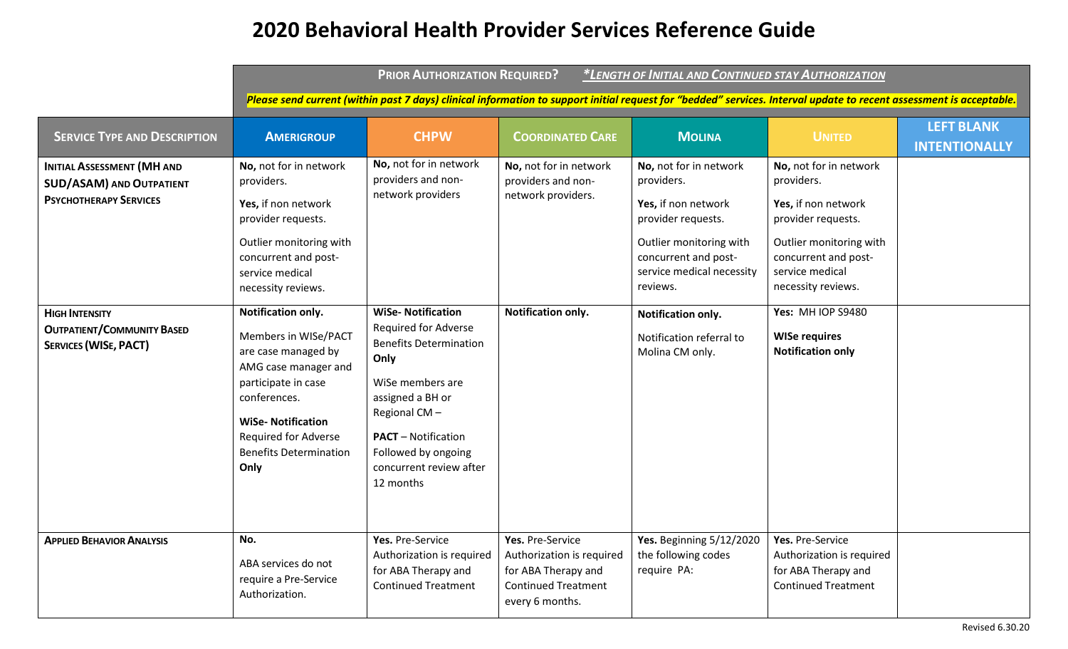# 2020 Behavioral Health Provider Services Reference Guide

| | PRIOR AUTHORIZATION REQUIRED? *\*LENGTH OF INITIAL AND CONTINUED STAY AUTHORIZATION* *Please send current (within past 7 days) clinical information to support initial request for "bedded" services. Interval update to recent assessment is acceptable.* | | | | | |
|---|---|---|---|---|---|---|
| **SERVICE TYPE AND DESCRIPTION** | **AMERIGROUP** | **CHPW** | **COORDINATED CARE** | **MOLINA** | **UNITED** | **LEFT BLANK INTENTIONALLY** |
| **INITIAL ASSESSMENT (MH AND SUD/ASAM) AND OUTPATIENT PSYCHOTHERAPY SERVICES** | **No,** not for in network providers.<br><br>**Yes,** if non network provider requests.<br><br>Outlier monitoring with concurrent and post-service medical necessity reviews. | **No,** not for in network providers and non-network providers | **No,** not for in network providers and non-network providers. | **No,** not for in network providers.<br><br>**Yes,** if non network provider requests.<br><br>Outlier monitoring with concurrent and post-service medical necessity reviews. | **No,** not for in network providers.<br><br>**Yes,** if non network provider requests.<br><br>Outlier monitoring with concurrent and post-service medical necessity reviews. | |
| **HIGH INTENSITY OUTPATIENT/COMMUNITY BASED SERVICES (WISE, PACT)** | **Notification only.**<br><br>Members in WISe/PACT are case managed by AMG case manager and participate in case conferences.<br><br>**WiSe- Notification** Required for Adverse Benefits Determination **Only** | **WiSe- Notification** Required for Adverse Benefits Determination **Only**<br><br>WiSe members are assigned a BH or Regional CM –<br><br>**PACT** – Notification Followed by ongoing concurrent review after 12 months | **Notification only.** | **Notification only.**<br><br>Notification referral to Molina CM only. | **Yes:** MH IOP S9480<br><br>**WISe requires Notification only** | |
| **APPLIED BEHAVIOR ANALYSIS** | **No.**<br><br>ABA services do not require a Pre-Service Authorization. | **Yes.** Pre-Service Authorization is required for ABA Therapy and Continued Treatment | **Yes.** Pre-Service Authorization is required for ABA Therapy and Continued Treatment every 6 months. | **Yes.** Beginning 5/12/2020 the following codes require PA: | **Yes.** Pre-Service Authorization is required for ABA Therapy and Continued Treatment | |

Revised 6.30.20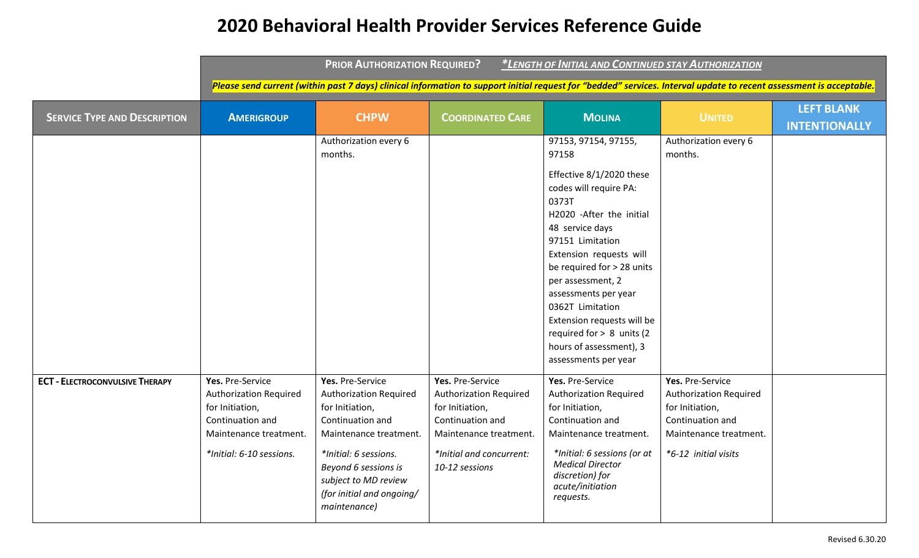# 2020 Behavioral Health Provider Services Reference Guide

| | Prior Authorization Required? *Length of Initial and Continued stay Authorization<br>*Please send current (within past 7 days) clinical information to support initial request for "bedded" services. Interval update to recent assessment is acceptable.* | | | | | |
|---|---|---|---|---|---|---|
| **Service Type and Description** | **Amerigroup** | **CHPW** | **Coordinated Care** | **Molina** | **United** | **Left Blank Intentionally** |
| | | Authorization every 6 months. | | 97153, 97154, 97155, 97158<br><br>Effective 8/1/2020 these codes will require PA:<br>0373T<br>H2020 -After the initial 48 service days<br>97151 Limitation Extension requests will be required for > 28 units per assessment, 2 assessments per year<br>0362T Limitation Extension requests will be required for > 8 units (2 hours of assessment), 3 assessments per year | Authorization every 6 months. | |
| **ECT - Electroconvulsive Therapy** | **Yes.** Pre-Service Authorization Required for Initiation, Continuation and Maintenance treatment.<br><br>**Initial: 6-10 sessions.* | **Yes.** Pre-Service Authorization Required for Initiation, Continuation and Maintenance treatment.<br><br>**Initial: 6 sessions. Beyond 6 sessions is subject to MD review (for initial and ongoing/ maintenance)* | **Yes.** Pre-Service Authorization Required for Initiation, Continuation and Maintenance treatment.<br><br>**Initial and concurrent: 10-12 sessions* | **Yes.** Pre-Service Authorization Required for Initiation, Continuation and Maintenance treatment.<br><br>**Initial: 6 sessions (or at Medical Director discretion) for acute/initiation requests.* | **Yes.** Pre-Service Authorization Required for Initiation, Continuation and Maintenance treatment.<br><br>**6-12 initial visits* | |

Revised 6.30.20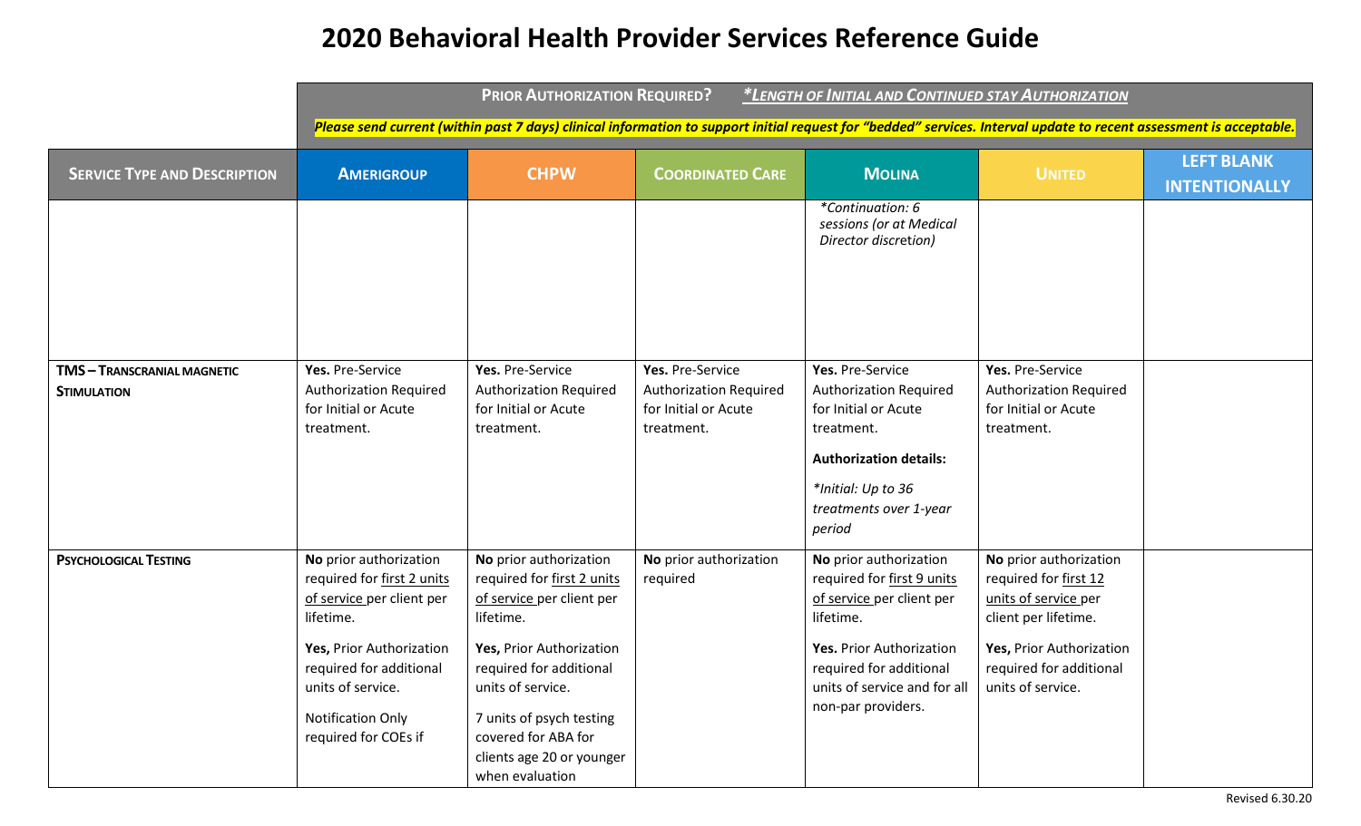# 2020 Behavioral Health Provider Services Reference Guide

| | Prior Authorization Required? *Length of Initial and Continued stay Authorization<br>Please send current (within past 7 days) clinical information to support initial request for "bedded" services. Interval update to recent assessment is acceptable. | | | | | |
|---|---|---|---|---|---|---|
| **Service Type and Description** | **Amerigroup** | **CHPW** | **Coordinated Care** | **Molina** | **United** | **Left Blank Intentionally** |
| | | | | *\*Continuation: 6 sessions (or at Medical Director discretion)* | | |
| **TMS – Transcranial Magnetic Stimulation** | **Yes.** Pre-Service Authorization Required for Initial or Acute treatment. | **Yes.** Pre-Service Authorization Required for Initial or Acute treatment. | **Yes.** Pre-Service Authorization Required for Initial or Acute treatment. | **Yes.** Pre-Service Authorization Required for Initial or Acute treatment.<br><br>**Authorization details:**<br><br>*\*Initial: Up to 36 treatments over 1-year period* | **Yes.** Pre-Service Authorization Required for Initial or Acute treatment. | |
| **Psychological Testing** | **No** prior authorization required for first 2 units of service per client per lifetime.<br><br>**Yes,** Prior Authorization required for additional units of service.<br><br>Notification Only required for COEs if | **No** prior authorization required for first 2 units of service per client per lifetime.<br><br>**Yes,** Prior Authorization required for additional units of service.<br><br>7 units of psych testing covered for ABA for clients age 20 or younger when evaluation | **No** prior authorization required | **No** prior authorization required for first 9 units of service per client per lifetime.<br><br>**Yes.** Prior Authorization required for additional units of service and for all non-par providers. | **No** prior authorization required for first 12 units of service per client per lifetime.<br><br>**Yes,** Prior Authorization required for additional units of service. | |

Revised 6.30.20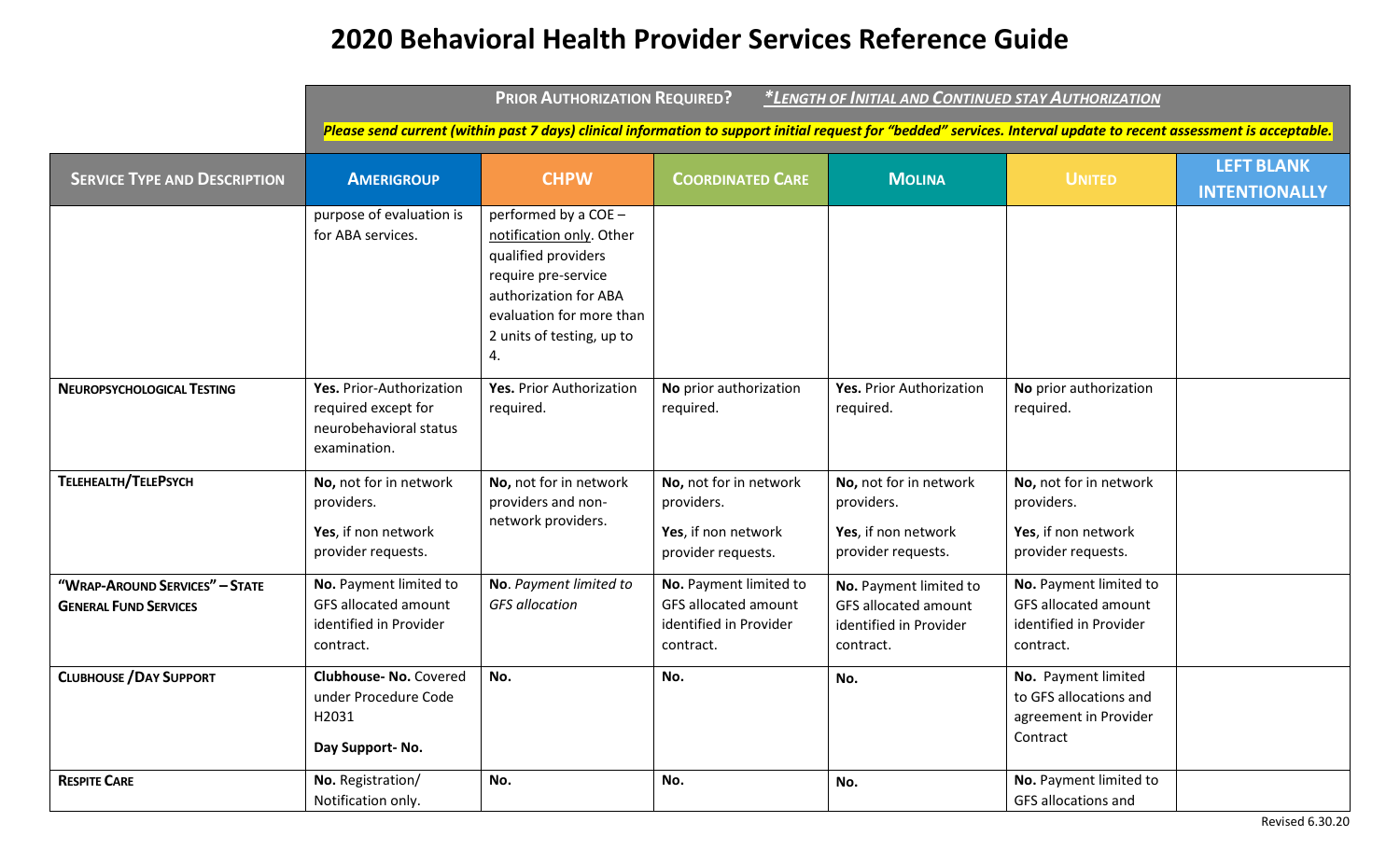# 2020 Behavioral Health Provider Services Reference Guide

| | Prior Authorization Required? *Length of Initial and Continued stay Authorization<br>*Please send current (within past 7 days) clinical information to support initial request for "bedded" services. Interval update to recent assessment is acceptable.* | | | | | |
|---|---|---|---|---|---|---|
| **Service Type and Description** | **Amerigroup** | **CHPW** | **Coordinated Care** | **Molina** | **United** | **Left Blank Intentionally** |
| | purpose of evaluation is for ABA services. | performed by a COE – notification only. Other qualified providers require pre-service authorization for ABA evaluation for more than 2 units of testing, up to 4. | | | | |
| **Neuropsychological Testing** | **Yes.** Prior-Authorization required except for neurobehavioral status examination. | **Yes.** Prior Authorization required. | **No** prior authorization required. | **Yes.** Prior Authorization required. | **No** prior authorization required. | |
| **Telehealth/TelePsych** | **No,** not for in network providers.<br><br>**Yes**, if non network provider requests. | **No,** not for in network providers and non-network providers. | **No,** not for in network providers.<br><br>**Yes**, if non network provider requests. | **No,** not for in network providers.<br><br>**Yes**, if non network provider requests. | **No,** not for in network providers.<br><br>**Yes**, if non network provider requests. | |
| **"Wrap-Around Services" – State General Fund Services** | **No.** Payment limited to GFS allocated amount identified in Provider contract. | **No**. *Payment limited to GFS allocation* | **No.** Payment limited to GFS allocated amount identified in Provider contract. | **No.** Payment limited to GFS allocated amount identified in Provider contract. | **No.** Payment limited to GFS allocated amount identified in Provider contract. | |
| **Clubhouse /Day Support** | **Clubhouse- No.** Covered under Procedure Code H2031<br><br>**Day Support- No.** | **No.** | **No.** | **No.** | **No.** Payment limited to GFS allocations and agreement in Provider Contract | |
| **Respite Care** | **No.** Registration/ Notification only. | **No.** | **No.** | **No.** | **No.** Payment limited to GFS allocations and | |

Revised 6.30.20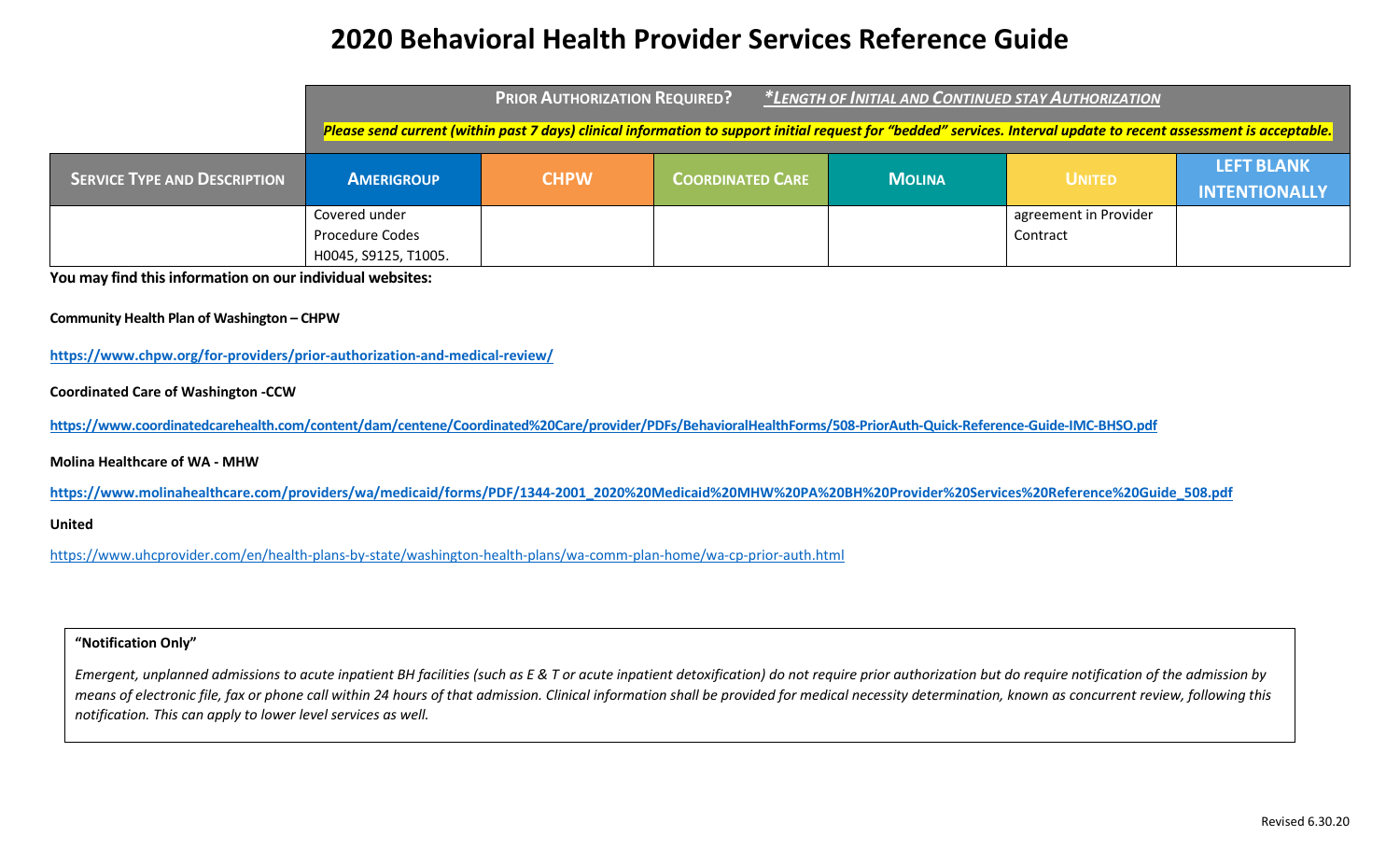# 2020 Behavioral Health Provider Services Reference Guide

| | **PRIOR AUTHORIZATION REQUIRED?** ***LENGTH OF INITIAL AND CONTINUED STAY AUTHORIZATION** *Please send current (within past 7 days) clinical information to support initial request for "bedded" services. Interval update to recent assessment is acceptable.* | | | | | |
|---|---|---|---|---|---|---|
| **SERVICE TYPE AND DESCRIPTION** | **AMERIGROUP** | **CHPW** | **COORDINATED CARE** | **MOLINA** | **UNITED** | **LEFT BLANK INTENTIONALLY** |
| | Covered under Procedure Codes H0045, S9125, T1005. | | | | agreement in Provider Contract | |

**You may find this information on our individual websites:**

**Community Health Plan of Washington – CHPW**

**https://www.chpw.org/for-providers/prior-authorization-and-medical-review/**

**Coordinated Care of Washington -CCW**

**https://www.coordinatedcarehealth.com/content/dam/centene/Coordinated%20Care/provider/PDFs/BehavioralHealthForms/508-PriorAuth-Quick-Reference-Guide-IMC-BHSO.pdf**

**Molina Healthcare of WA - MHW**

**https://www.molinahealthcare.com/providers/wa/medicaid/forms/PDF/1344-2001_2020%20Medicaid%20MHW%20PA%20BH%20Provider%20Services%20Reference%20Guide_508.pdf**

**United**

https://www.uhcprovider.com/en/health-plans-by-state/washington-health-plans/wa-comm-plan-home/wa-cp-prior-auth.html

**"Notification Only"**

*Emergent, unplanned admissions to acute inpatient BH facilities (such as E & T or acute inpatient detoxification) do not require prior authorization but do require notification of the admission by means of electronic file, fax or phone call within 24 hours of that admission. Clinical information shall be provided for medical necessity determination, known as concurrent review, following this notification. This can apply to lower level services as well.*

Revised 6.30.20